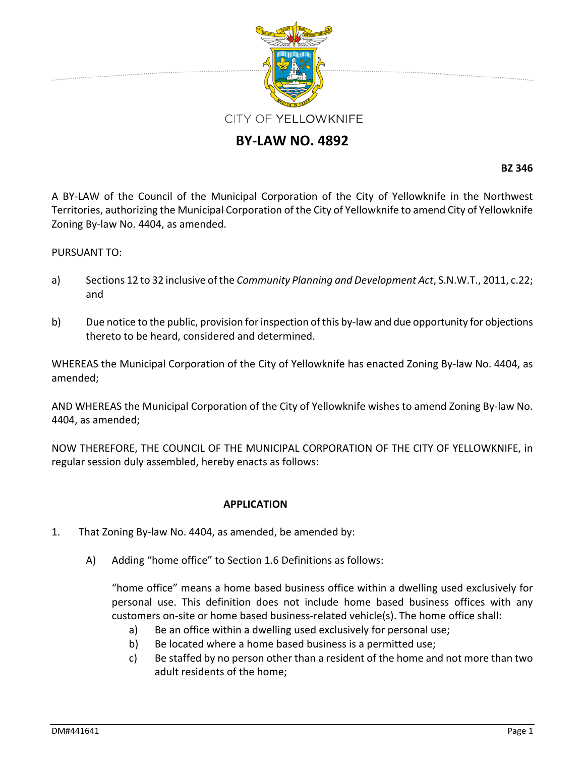CITY OF YELLOWKNIFE

# BY-LAW NO. 4892

**BZ 346**

A BY-LAW of the Council of the Municipal Corporation of the City of Yellowknife in the Northwest Territories, authorizing the Municipal Corporation of the City of Yellowknife to amend City of Yellowknife Zoning By-law No. 4404, as amended.

PURSUANT TO:

a) Sections 12 to 32 inclusive of the *Community Planning and Development Act*, S.N.W.T., 2011, c.22; and

b) Due notice to the public, provision for inspection of this by-law and due opportunity for objections thereto to be heard, considered and determined.

WHEREAS the Municipal Corporation of the City of Yellowknife has enacted Zoning By-law No. 4404, as amended;

AND WHEREAS the Municipal Corporation of the City of Yellowknife wishes to amend Zoning By-law No. 4404, as amended;

NOW THEREFORE, THE COUNCIL OF THE MUNICIPAL CORPORATION OF THE CITY OF YELLOWKNIFE, in regular session duly assembled, hereby enacts as follows:

**APPLICATION**

1. That Zoning By-law No. 4404, as amended, be amended by:

   A) Adding "home office" to Section 1.6 Definitions as follows:

      "home office" means a home based business office within a dwelling used exclusively for personal use. This definition does not include home based business offices with any customers on-site or home based business-related vehicle(s). The home office shall:

      a) Be an office within a dwelling used exclusively for personal use;
      b) Be located where a home based business is a permitted use;
      c) Be staffed by no person other than a resident of the home and not more than two adult residents of the home;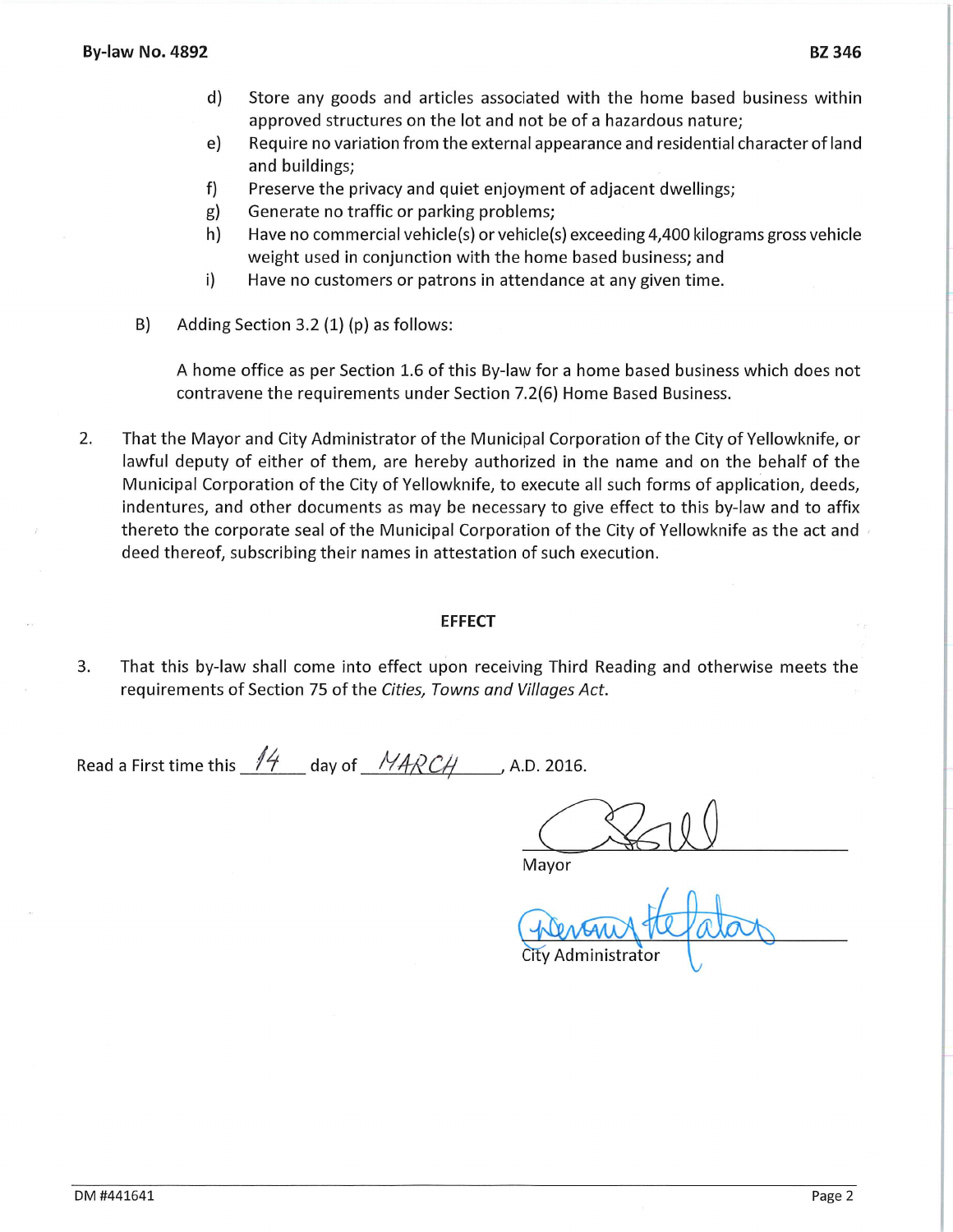d) Store any goods and articles associated with the home based business within approved structures on the lot and not be of a hazardous nature;

e) Require no variation from the external appearance and residential character of land and buildings;

f) Preserve the privacy and quiet enjoyment of adjacent dwellings;

g) Generate no traffic or parking problems;

h) Have no commercial vehicle(s) or vehicle(s) exceeding 4,400 kilograms gross vehicle weight used in conjunction with the home based business; and

i) Have no customers or patrons in attendance at any given time.

B) Adding Section 3.2 (1) (p) as follows:

A home office as per Section 1.6 of this By-law for a home based business which does not contravene the requirements under Section 7.2(6) Home Based Business.

2. That the Mayor and City Administrator of the Municipal Corporation of the City of Yellowknife, or lawful deputy of either of them, are hereby authorized in the name and on the behalf of the Municipal Corporation of the City of Yellowknife, to execute all such forms of application, deeds, indentures, and other documents as may be necessary to give effect to this by-law and to affix thereto the corporate seal of the Municipal Corporation of the City of Yellowknife as the act and deed thereof, subscribing their names in attestation of such execution.

## EFFECT

3. That this by-law shall come into effect upon receiving Third Reading and otherwise meets the requirements of Section 75 of the *Cities, Towns and Villages Act*.

Read a First time this 14 day of MARCH, A.D. 2016.

Mayor

City Administrator

DM #441641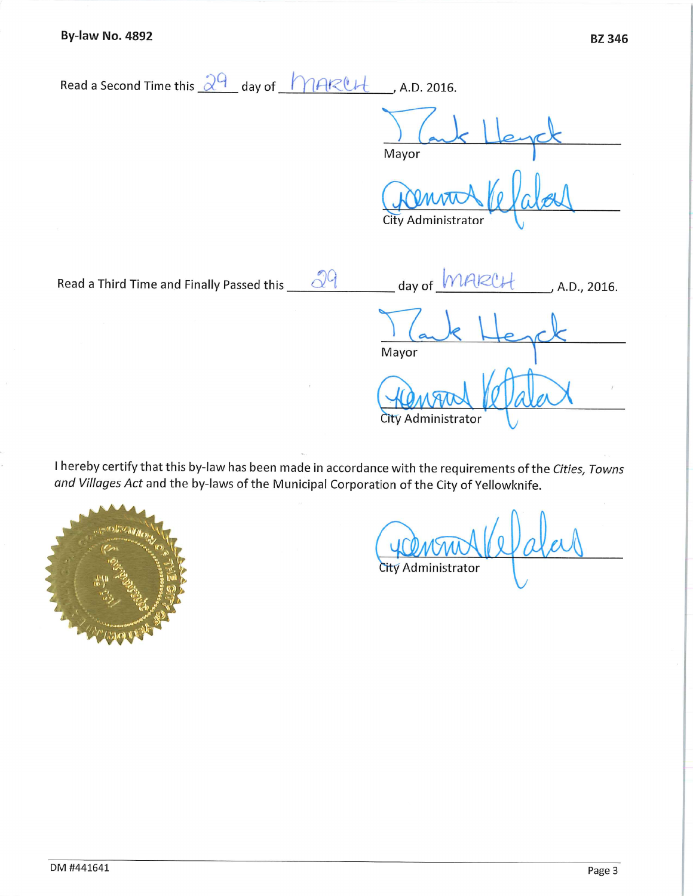Read a Second Time this 29 day of MARCH, A.D. 2016.

Mayor

City Administrator

Read a Third Time and Finally Passed this 29 day of MARCH, A.D., 2016.

Mayor

City Administrator

I hereby certify that this by-law has been made in accordance with the requirements of the *Cities, Towns and Villages Act* and the by-laws of the Municipal Corporation of the City of Yellowknife.

City Administrator